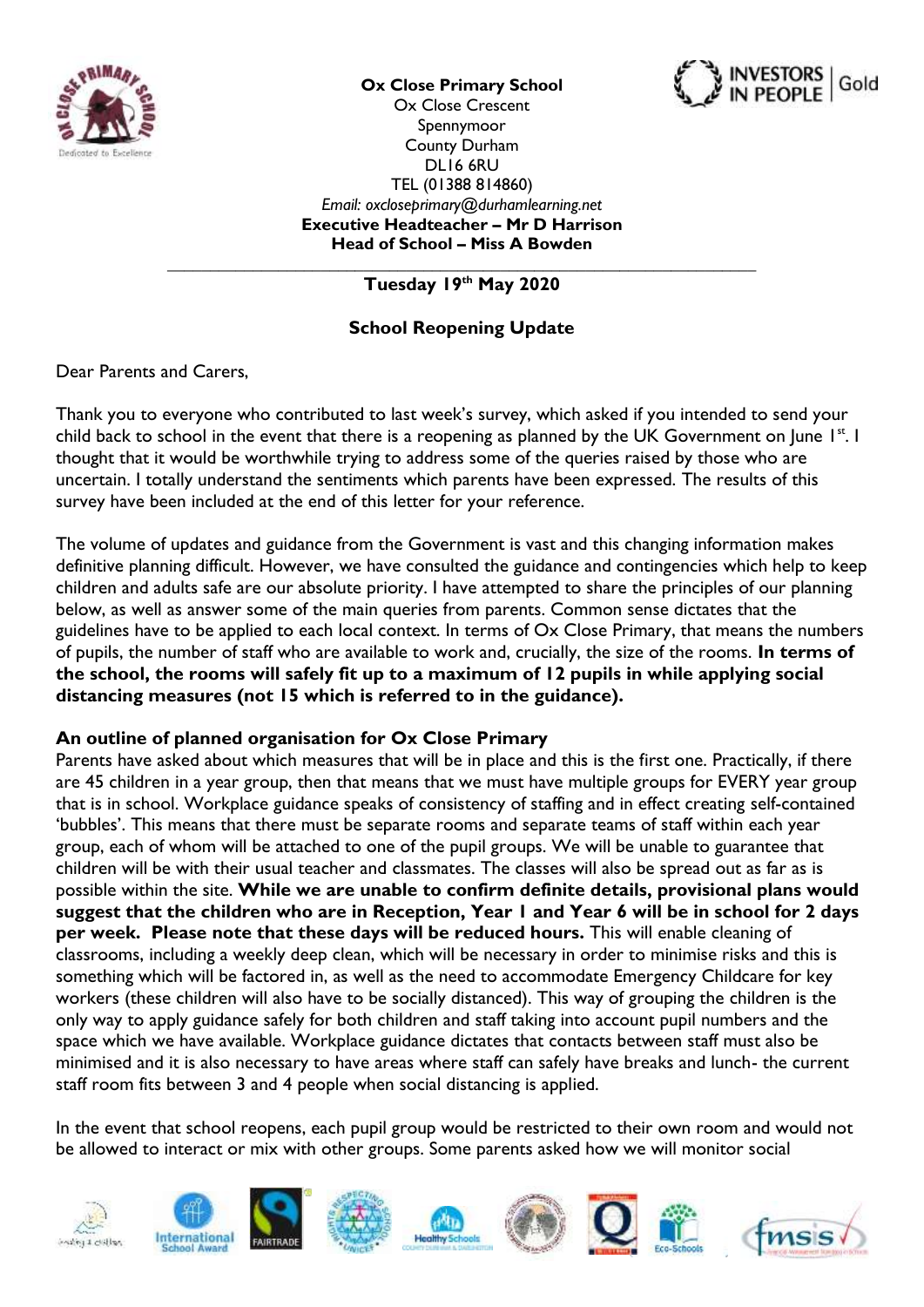**Ox Close Primary School**
Ox Close Crescent
Spennymoor
County Durham
DL16 6RU
TEL (01388 814860)
*Email: oxcloseprimary@durhamlearning.net*
**Executive Headteacher – Mr D Harrison**
**Head of School – Miss A Bowden**

---

**Tuesday 19th May 2020**

**School Reopening Update**

Dear Parents and Carers,

Thank you to everyone who contributed to last week's survey, which asked if you intended to send your child back to school in the event that there is a reopening as planned by the UK Government on June 1st. I thought that it would be worthwhile trying to address some of the queries raised by those who are uncertain. I totally understand the sentiments which parents have been expressed. The results of this survey have been included at the end of this letter for your reference.

The volume of updates and guidance from the Government is vast and this changing information makes definitive planning difficult. However, we have consulted the guidance and contingencies which help to keep children and adults safe are our absolute priority. I have attempted to share the principles of our planning below, as well as answer some of the main queries from parents. Common sense dictates that the guidelines have to be applied to each local context. In terms of Ox Close Primary, that means the numbers of pupils, the number of staff who are available to work and, crucially, the size of the rooms. **In terms of the school, the rooms will safely fit up to a maximum of 12 pupils in while applying social distancing measures (not 15 which is referred to in the guidance).**

### An outline of planned organisation for Ox Close Primary

Parents have asked about which measures that will be in place and this is the first one. Practically, if there are 45 children in a year group, then that means that we must have multiple groups for EVERY year group that is in school. Workplace guidance speaks of consistency of staffing and in effect creating self-contained 'bubbles'. This means that there must be separate rooms and separate teams of staff within each year group, each of whom will be attached to one of the pupil groups. We will be unable to guarantee that children will be with their usual teacher and classmates. The classes will also be spread out as far as is possible within the site. **While we are unable to confirm definite details, provisional plans would suggest that the children who are in Reception, Year 1 and Year 6 will be in school for 2 days per week. Please note that these days will be reduced hours.** This will enable cleaning of classrooms, including a weekly deep clean, which will be necessary in order to minimise risks and this is something which will be factored in, as well as the need to accommodate Emergency Childcare for key workers (these children will also have to be socially distanced). This way of grouping the children is the only way to apply guidance safely for both children and staff taking into account pupil numbers and the space which we have available. Workplace guidance dictates that contacts between staff must also be minimised and it is also necessary to have areas where staff can safely have breaks and lunch- the current staff room fits between 3 and 4 people when social distancing is applied.

In the event that school reopens, each pupil group would be restricted to their own room and would not be allowed to interact or mix with other groups. Some parents asked how we will monitor social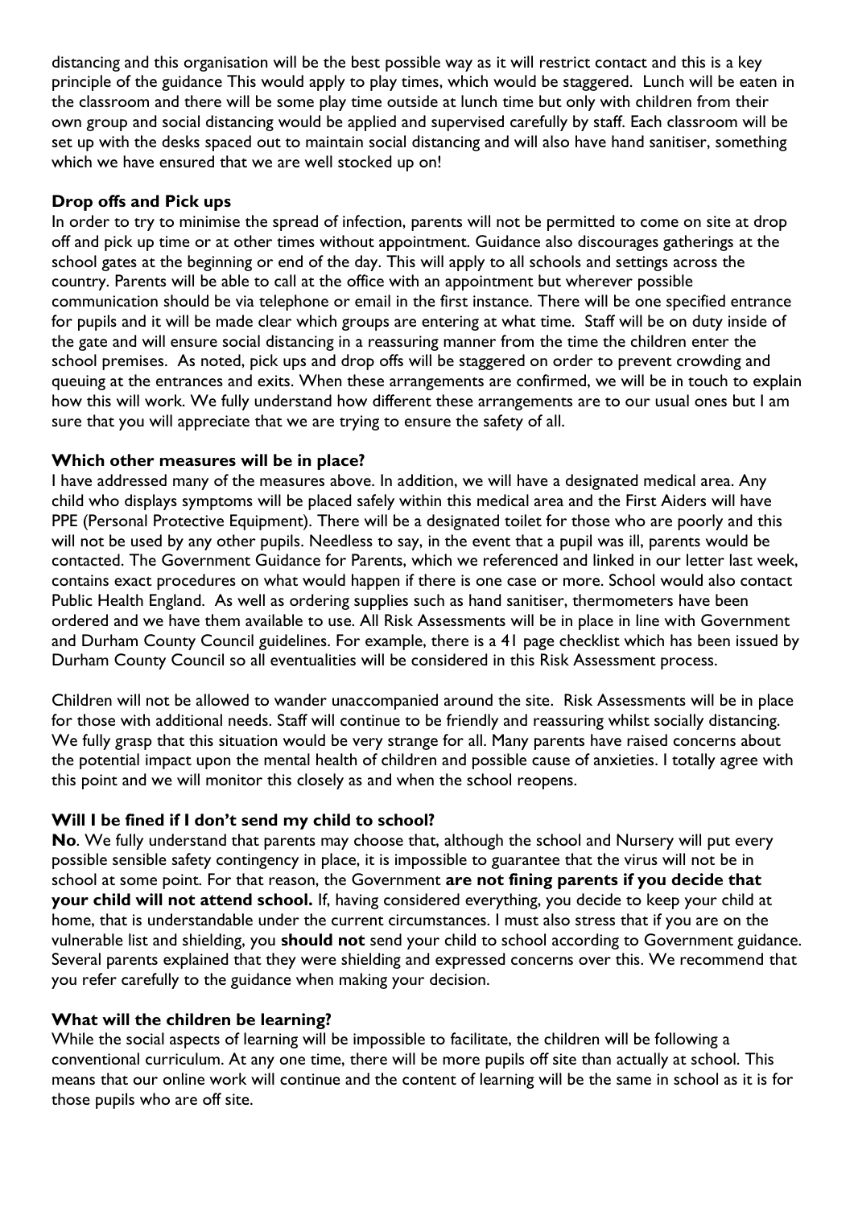distancing and this organisation will be the best possible way as it will restrict contact and this is a key principle of the guidance This would apply to play times, which would be staggered. Lunch will be eaten in the classroom and there will be some play time outside at lunch time but only with children from their own group and social distancing would be applied and supervised carefully by staff. Each classroom will be set up with the desks spaced out to maintain social distancing and will also have hand sanitiser, something which we have ensured that we are well stocked up on!

**Drop offs and Pick ups**

In order to try to minimise the spread of infection, parents will not be permitted to come on site at drop off and pick up time or at other times without appointment. Guidance also discourages gatherings at the school gates at the beginning or end of the day. This will apply to all schools and settings across the country. Parents will be able to call at the office with an appointment but wherever possible communication should be via telephone or email in the first instance. There will be one specified entrance for pupils and it will be made clear which groups are entering at what time. Staff will be on duty inside of the gate and will ensure social distancing in a reassuring manner from the time the children enter the school premises. As noted, pick ups and drop offs will be staggered on order to prevent crowding and queuing at the entrances and exits. When these arrangements are confirmed, we will be in touch to explain how this will work. We fully understand how different these arrangements are to our usual ones but I am sure that you will appreciate that we are trying to ensure the safety of all.

**Which other measures will be in place?**

I have addressed many of the measures above. In addition, we will have a designated medical area. Any child who displays symptoms will be placed safely within this medical area and the First Aiders will have PPE (Personal Protective Equipment). There will be a designated toilet for those who are poorly and this will not be used by any other pupils. Needless to say, in the event that a pupil was ill, parents would be contacted. The Government Guidance for Parents, which we referenced and linked in our letter last week, contains exact procedures on what would happen if there is one case or more. School would also contact Public Health England. As well as ordering supplies such as hand sanitiser, thermometers have been ordered and we have them available to use. All Risk Assessments will be in place in line with Government and Durham County Council guidelines. For example, there is a 41 page checklist which has been issued by Durham County Council so all eventualities will be considered in this Risk Assessment process.

Children will not be allowed to wander unaccompanied around the site. Risk Assessments will be in place for those with additional needs. Staff will continue to be friendly and reassuring whilst socially distancing. We fully grasp that this situation would be very strange for all. Many parents have raised concerns about the potential impact upon the mental health of children and possible cause of anxieties. I totally agree with this point and we will monitor this closely as and when the school reopens.

**Will I be fined if I don't send my child to school?**

**No**. We fully understand that parents may choose that, although the school and Nursery will put every possible sensible safety contingency in place, it is impossible to guarantee that the virus will not be in school at some point. For that reason, the Government **are not fining parents if you decide that your child will not attend school.** If, having considered everything, you decide to keep your child at home, that is understandable under the current circumstances. I must also stress that if you are on the vulnerable list and shielding, you **should not** send your child to school according to Government guidance. Several parents explained that they were shielding and expressed concerns over this. We recommend that you refer carefully to the guidance when making your decision.

**What will the children be learning?**

While the social aspects of learning will be impossible to facilitate, the children will be following a conventional curriculum. At any one time, there will be more pupils off site than actually at school. This means that our online work will continue and the content of learning will be the same in school as it is for those pupils who are off site.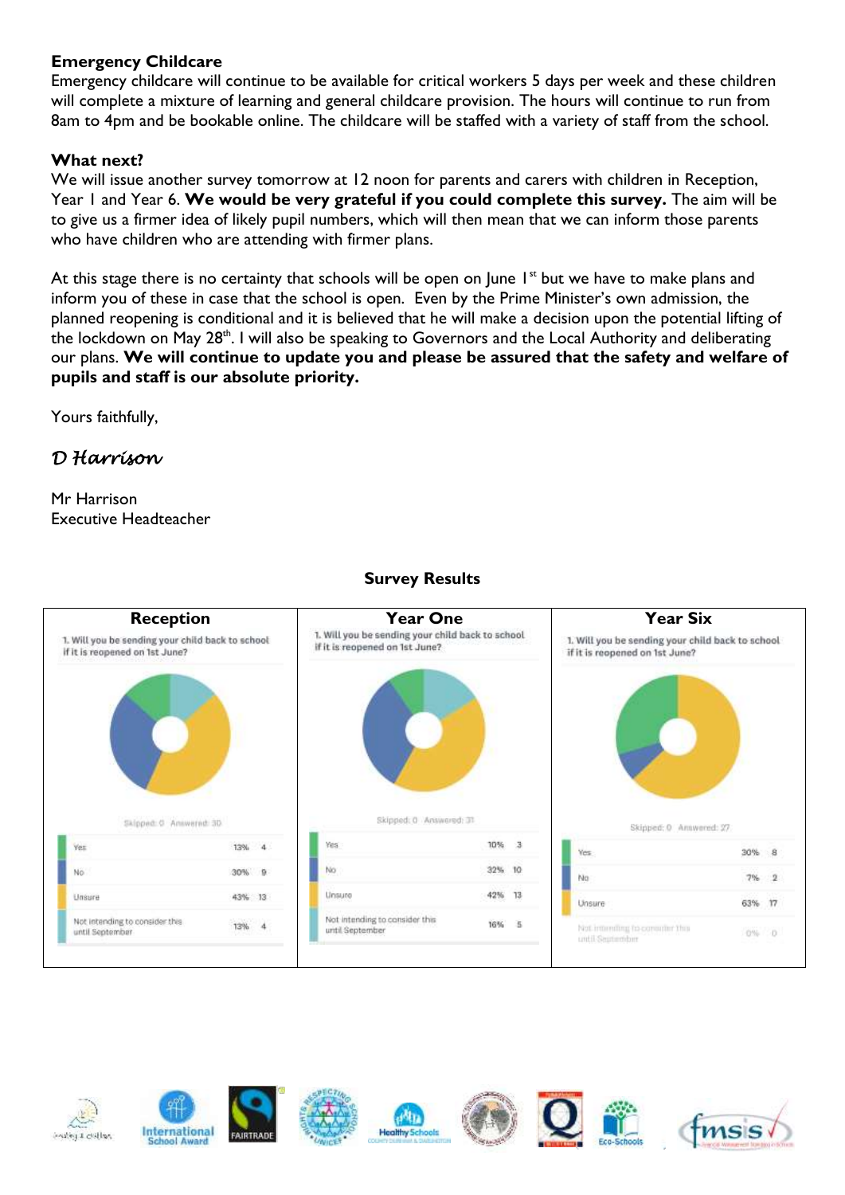**Emergency Childcare**

Emergency childcare will continue to be available for critical workers 5 days per week and these children will complete a mixture of learning and general childcare provision. The hours will continue to run from 8am to 4pm and be bookable online. The childcare will be staffed with a variety of staff from the school.

**What next?**

We will issue another survey tomorrow at 12 noon for parents and carers with children in Reception, Year 1 and Year 6. **We would be very grateful if you could complete this survey.** The aim will be to give us a firmer idea of likely pupil numbers, which will then mean that we can inform those parents who have children who are attending with firmer plans.

At this stage there is no certainty that schools will be open on June 1st but we have to make plans and inform you of these in case that the school is open. Even by the Prime Minister's own admission, the planned reopening is conditional and it is believed that he will make a decision upon the potential lifting of the lockdown on May 28th. I will also be speaking to Governors and the Local Authority and deliberating our plans. **We will continue to update you and please be assured that the safety and welfare of pupils and staff is our absolute priority.**

Yours faithfully,

*D Harrison*

Mr Harrison
Executive Headteacher

**Survey Results**

**Reception**

1. Will you be sending your child back to school if it is reopened on 1st June?

Skipped: 0 Answered: 30

Yes 13% 4
No 30% 9
Unsure 43% 13
Not intending to consider this until September 13% 4

**Year One**

1. Will you be sending your child back to school if it is reopened on 1st June?

Skipped: 0 Answered: 31

Yes 10% 3
No 32% 10
Unsure 42% 13
Not intending to consider this until September 16% 5

**Year Six**

1. Will you be sending your child back to school if it is reopened on 1st June?

Skipped: 0 Answered: 27

Yes 30% 8
No 7% 2
Unsure 63% 17
Not intending to consider this until September 0% 0